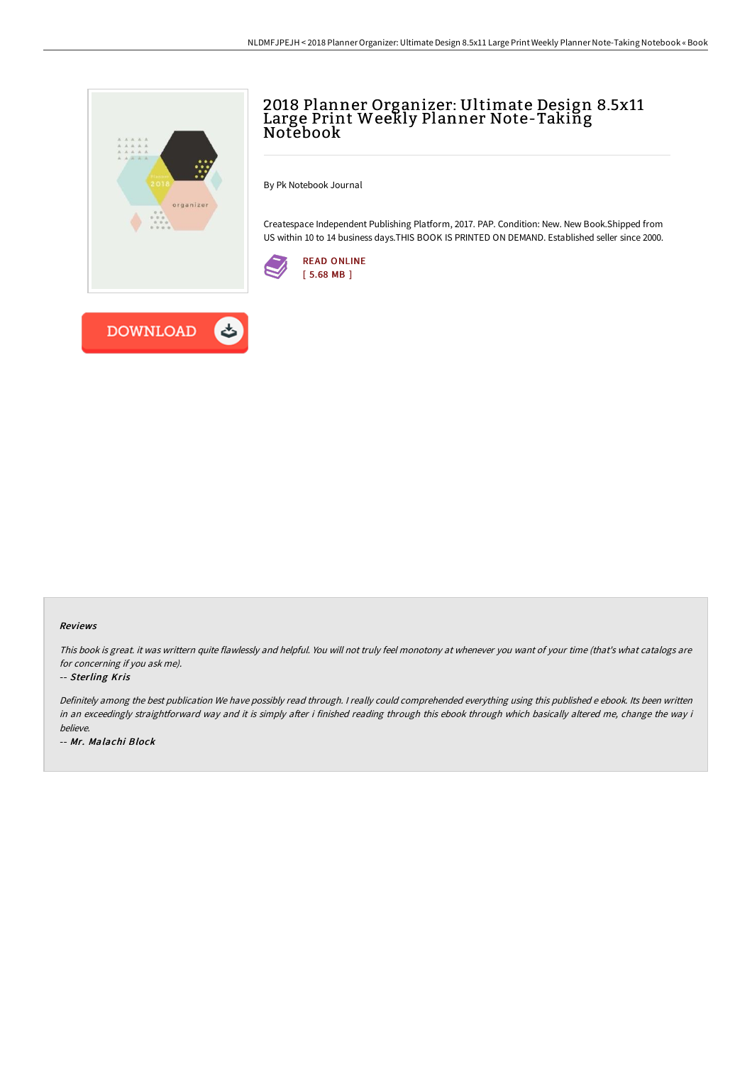# 2018 Planner Organizer: Ultimate Design 8.5x11 Large Print Weekly Planner Note-Taking Notebook

By Pk Notebook Journal

Createspace Independent Publishing Platform, 2017. PAP. Condition: New. New Book.Shipped from US within 10 to 14 business days.THIS BOOK IS PRINTED ON DEMAND. Established seller since 2000.

READ ONLINE
[ 5.68 MB ]

DOWNLOAD

### Reviews

*This book is great. it was writtern quite flawlessly and helpful. You will not truly feel monotony at whenever you want of your time (that's what catalogs are for concerning if you ask me).*

*-- Sterling Kris*

*Definitely among the best publication We have possibly read through. I really could comprehended everything using this published e ebook. Its been written in an exceedingly straightforward way and it is simply after i finished reading through this ebook through which basically altered me, change the way i believe.*

*-- Mr. Malachi Block*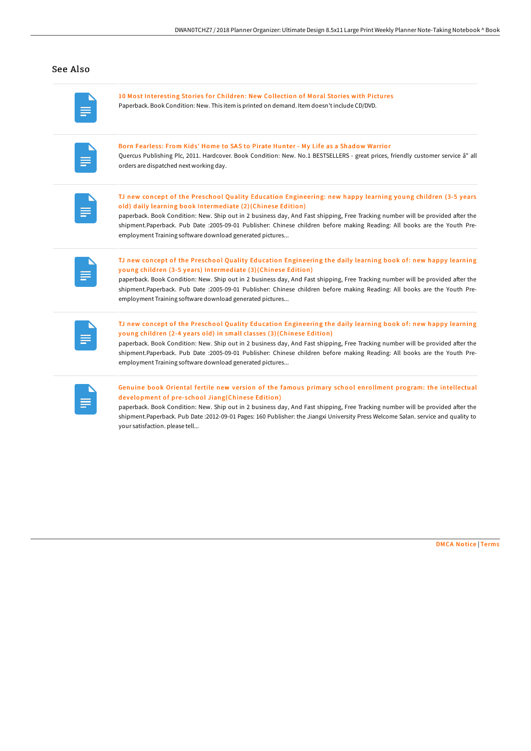## See Also

10 Most Interesting Stories for Children: New Collection of Moral Stories with Pictures

Paperback. Book Condition: New. This item is printed on demand. Item doesn't include CD/DVD.

Born Fearless: From Kids' Home to SAS to Pirate Hunter - My Life as a Shadow Warrior

Quercus Publishing Plc, 2011. Hardcover. Book Condition: New. No.1 BESTSELLERS - great prices, friendly customer service â" all orders are dispatched next working day.

TJ new concept of the Preschool Quality Education Engineering: new happy learning young children (3-5 years old) daily learning book Intermediate (2)(Chinese Edition)

paperback. Book Condition: New. Ship out in 2 business day, And Fast shipping, Free Tracking number will be provided after the shipment.Paperback. Pub Date :2005-09-01 Publisher: Chinese children before making Reading: All books are the Youth Pre-employment Training software download generated pictures...

TJ new concept of the Preschool Quality Education Engineering the daily learning book of: new happy learning young children (3-5 years) Intermediate (3)(Chinese Edition)

paperback. Book Condition: New. Ship out in 2 business day, And Fast shipping, Free Tracking number will be provided after the shipment.Paperback. Pub Date :2005-09-01 Publisher: Chinese children before making Reading: All books are the Youth Pre-employment Training software download generated pictures...

TJ new concept of the Preschool Quality Education Engineering the daily learning book of: new happy learning young children (2-4 years old) in small classes (3)(Chinese Edition)

paperback. Book Condition: New. Ship out in 2 business day, And Fast shipping, Free Tracking number will be provided after the shipment.Paperback. Pub Date :2005-09-01 Publisher: Chinese children before making Reading: All books are the Youth Pre-employment Training software download generated pictures...

Genuine book Oriental fertile new version of the famous primary school enrollment program: the intellectual development of pre-school Jiang(Chinese Edition)

paperback. Book Condition: New. Ship out in 2 business day, And Fast shipping, Free Tracking number will be provided after the shipment.Paperback. Pub Date :2012-09-01 Pages: 160 Publisher: the Jiangxi University Press Welcome Salan. service and quality to your satisfaction. please tell...

DMCA Notice | Terms